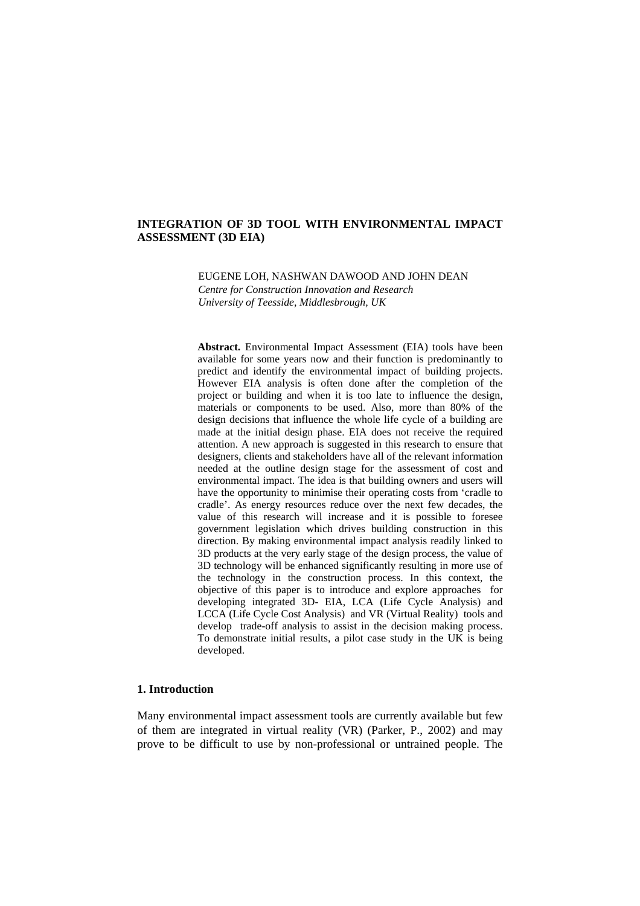# INTEGRATION OF 3D TOOL WITH ENVIRONMENTAL IMPACT ASSESSMENT (3D EIA)

EUGENE LOH, NASHWAN DAWOOD AND JOHN DEAN
*Centre for Construction Innovation and Research*
*University of Teesside, Middlesbrough, UK*

**Abstract.** Environmental Impact Assessment (EIA) tools have been available for some years now and their function is predominantly to predict and identify the environmental impact of building projects. However EIA analysis is often done after the completion of the project or building and when it is too late to influence the design, materials or components to be used. Also, more than 80% of the design decisions that influence the whole life cycle of a building are made at the initial design phase. EIA does not receive the required attention. A new approach is suggested in this research to ensure that designers, clients and stakeholders have all of the relevant information needed at the outline design stage for the assessment of cost and environmental impact. The idea is that building owners and users will have the opportunity to minimise their operating costs from 'cradle to cradle'. As energy resources reduce over the next few decades, the value of this research will increase and it is possible to foresee government legislation which drives building construction in this direction. By making environmental impact analysis readily linked to 3D products at the very early stage of the design process, the value of 3D technology will be enhanced significantly resulting in more use of the technology in the construction process. In this context, the objective of this paper is to introduce and explore approaches for developing integrated 3D- EIA, LCA (Life Cycle Analysis) and LCCA (Life Cycle Cost Analysis) and VR (Virtual Reality) tools and develop trade-off analysis to assist in the decision making process. To demonstrate initial results, a pilot case study in the UK is being developed.

## 1. Introduction

Many environmental impact assessment tools are currently available but few of them are integrated in virtual reality (VR) (Parker, P., 2002) and may prove to be difficult to use by non-professional or untrained people. The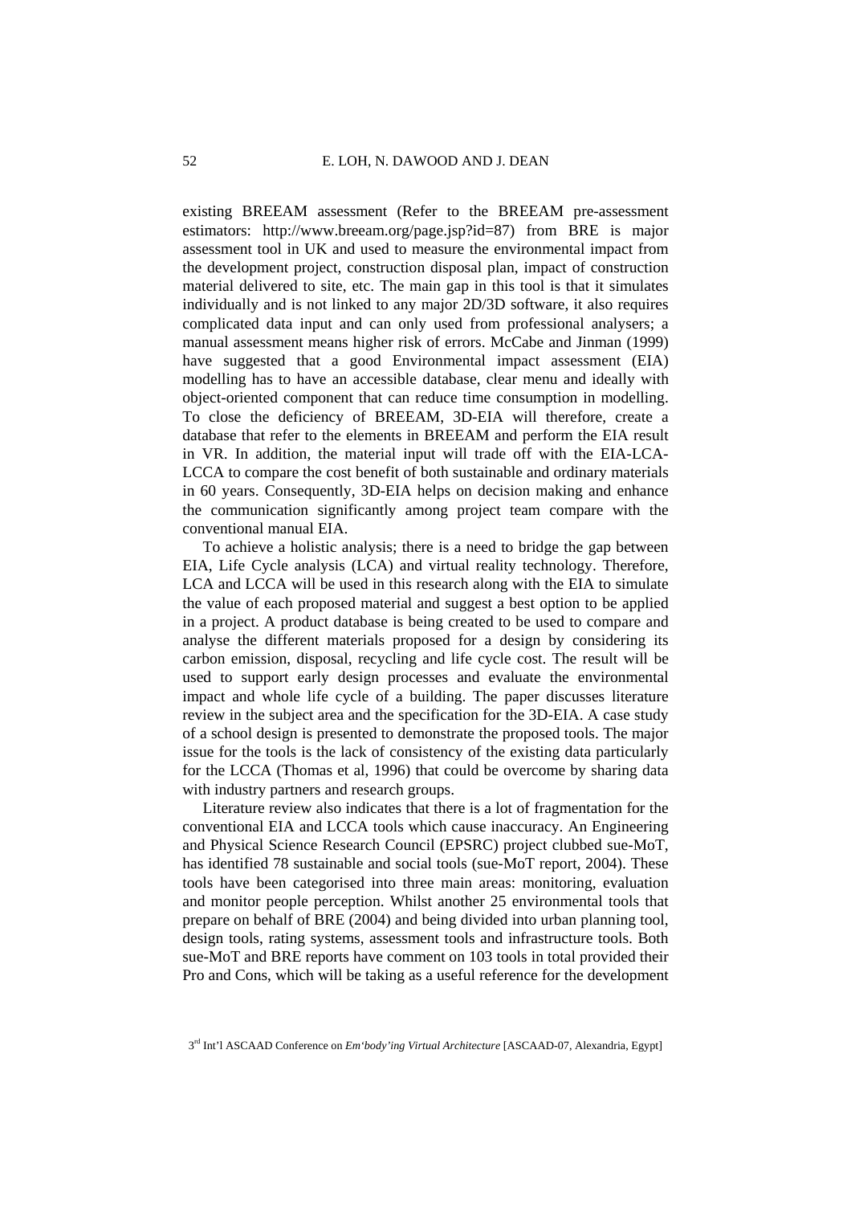existing BREEAM assessment (Refer to the BREEAM pre-assessment estimators: http://www.breeam.org/page.jsp?id=87) from BRE is major assessment tool in UK and used to measure the environmental impact from the development project, construction disposal plan, impact of construction material delivered to site, etc. The main gap in this tool is that it simulates individually and is not linked to any major 2D/3D software, it also requires complicated data input and can only used from professional analysers; a manual assessment means higher risk of errors. McCabe and Jinman (1999) have suggested that a good Environmental impact assessment (EIA) modelling has to have an accessible database, clear menu and ideally with object-oriented component that can reduce time consumption in modelling. To close the deficiency of BREEAM, 3D-EIA will therefore, create a database that refer to the elements in BREEAM and perform the EIA result in VR. In addition, the material input will trade off with the EIA-LCA-LCCA to compare the cost benefit of both sustainable and ordinary materials in 60 years. Consequently, 3D-EIA helps on decision making and enhance the communication significantly among project team compare with the conventional manual EIA.

To achieve a holistic analysis; there is a need to bridge the gap between EIA, Life Cycle analysis (LCA) and virtual reality technology. Therefore, LCA and LCCA will be used in this research along with the EIA to simulate the value of each proposed material and suggest a best option to be applied in a project. A product database is being created to be used to compare and analyse the different materials proposed for a design by considering its carbon emission, disposal, recycling and life cycle cost. The result will be used to support early design processes and evaluate the environmental impact and whole life cycle of a building. The paper discusses literature review in the subject area and the specification for the 3D-EIA. A case study of a school design is presented to demonstrate the proposed tools. The major issue for the tools is the lack of consistency of the existing data particularly for the LCCA (Thomas et al, 1996) that could be overcome by sharing data with industry partners and research groups.

Literature review also indicates that there is a lot of fragmentation for the conventional EIA and LCCA tools which cause inaccuracy. An Engineering and Physical Science Research Council (EPSRC) project clubbed sue-MoT, has identified 78 sustainable and social tools (sue-MoT report, 2004). These tools have been categorised into three main areas: monitoring, evaluation and monitor people perception. Whilst another 25 environmental tools that prepare on behalf of BRE (2004) and being divided into urban planning tool, design tools, rating systems, assessment tools and infrastructure tools. Both sue-MoT and BRE reports have comment on 103 tools in total provided their Pro and Cons, which will be taking as a useful reference for the development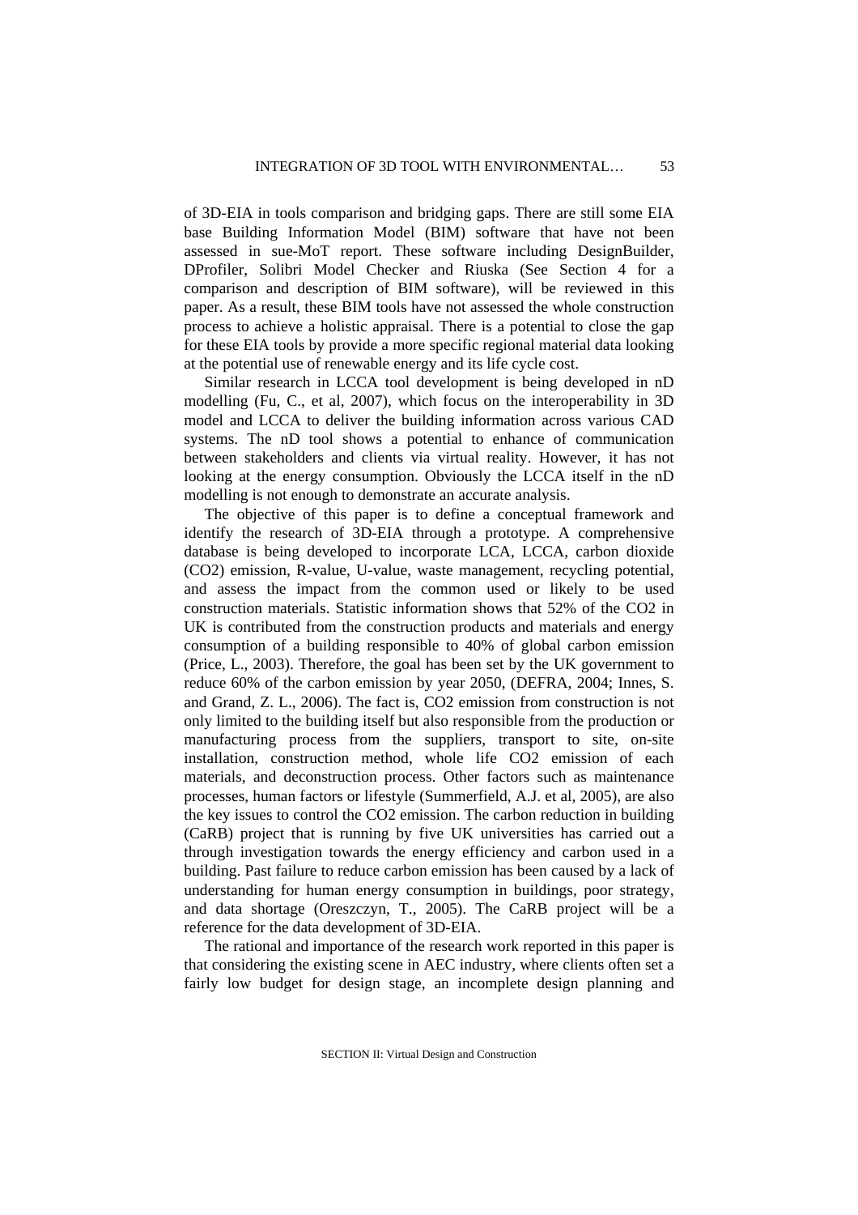of 3D-EIA in tools comparison and bridging gaps. There are still some EIA base Building Information Model (BIM) software that have not been assessed in sue-MoT report. These software including DesignBuilder, DProfiler, Solibri Model Checker and Riuska (See Section 4 for a comparison and description of BIM software), will be reviewed in this paper. As a result, these BIM tools have not assessed the whole construction process to achieve a holistic appraisal. There is a potential to close the gap for these EIA tools by provide a more specific regional material data looking at the potential use of renewable energy and its life cycle cost.

Similar research in LCCA tool development is being developed in nD modelling (Fu, C., et al, 2007), which focus on the interoperability in 3D model and LCCA to deliver the building information across various CAD systems. The nD tool shows a potential to enhance of communication between stakeholders and clients via virtual reality. However, it has not looking at the energy consumption. Obviously the LCCA itself in the nD modelling is not enough to demonstrate an accurate analysis.

The objective of this paper is to define a conceptual framework and identify the research of 3D-EIA through a prototype. A comprehensive database is being developed to incorporate LCA, LCCA, carbon dioxide ($CO_2$) emission, R-value, U-value, waste management, recycling potential, and assess the impact from the common used or likely to be used construction materials. Statistic information shows that 52% of the $CO_2$ in UK is contributed from the construction products and materials and energy consumption of a building responsible to 40% of global carbon emission (Price, L., 2003). Therefore, the goal has been set by the UK government to reduce 60% of the carbon emission by year 2050, (DEFRA, 2004; Innes, S. and Grand, Z. L., 2006). The fact is, $CO_2$ emission from construction is not only limited to the building itself but also responsible from the production or manufacturing process from the suppliers, transport to site, on-site installation, construction method, whole life $CO_2$ emission of each materials, and deconstruction process. Other factors such as maintenance processes, human factors or lifestyle (Summerfield, A.J. et al, 2005), are also the key issues to control the $CO_2$ emission. The carbon reduction in building (CaRB) project that is running by five UK universities has carried out a through investigation towards the energy efficiency and carbon used in a building. Past failure to reduce carbon emission has been caused by a lack of understanding for human energy consumption in buildings, poor strategy, and data shortage (Oreszczyn, T., 2005). The CaRB project will be a reference for the data development of 3D-EIA.

The rational and importance of the research work reported in this paper is that considering the existing scene in AEC industry, where clients often set a fairly low budget for design stage, an incomplete design planning and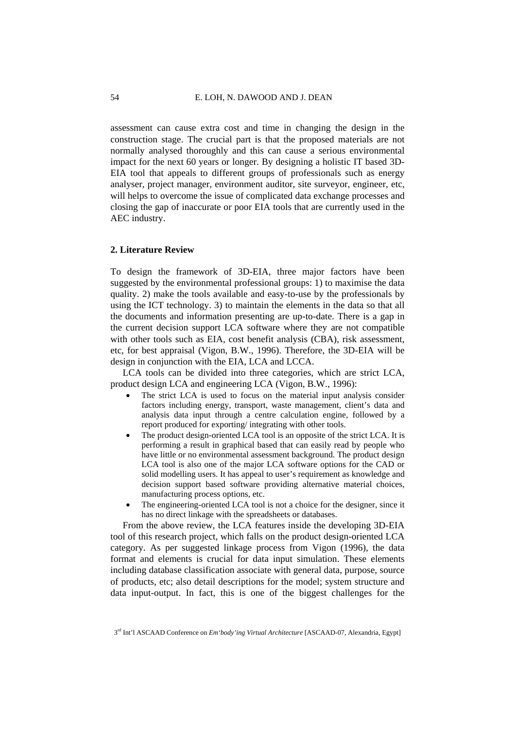assessment can cause extra cost and time in changing the design in the construction stage. The crucial part is that the proposed materials are not normally analysed thoroughly and this can cause a serious environmental impact for the next 60 years or longer. By designing a holistic IT based 3D-EIA tool that appeals to different groups of professionals such as energy analyser, project manager, environment auditor, site surveyor, engineer, etc, will helps to overcome the issue of complicated data exchange processes and closing the gap of inaccurate or poor EIA tools that are currently used in the AEC industry.

## 2. Literature Review

To design the framework of 3D-EIA, three major factors have been suggested by the environmental professional groups: 1) to maximise the data quality. 2) make the tools available and easy-to-use by the professionals by using the ICT technology. 3) to maintain the elements in the data so that all the documents and information presenting are up-to-date. There is a gap in the current decision support LCA software where they are not compatible with other tools such as EIA, cost benefit analysis (CBA), risk assessment, etc, for best appraisal (Vigon, B.W., 1996). Therefore, the 3D-EIA will be design in conjunction with the EIA, LCA and LCCA.

LCA tools can be divided into three categories, which are strict LCA, product design LCA and engineering LCA (Vigon, B.W., 1996):

- The strict LCA is used to focus on the material input analysis consider factors including energy, transport, waste management, client's data and analysis data input through a centre calculation engine, followed by a report produced for exporting/ integrating with other tools.
- The product design-oriented LCA tool is an opposite of the strict LCA. It is performing a result in graphical based that can easily read by people who have little or no environmental assessment background. The product design LCA tool is also one of the major LCA software options for the CAD or solid modelling users. It has appeal to user's requirement as knowledge and decision support based software providing alternative material choices, manufacturing process options, etc.
- The engineering-oriented LCA tool is not a choice for the designer, since it has no direct linkage with the spreadsheets or databases.

From the above review, the LCA features inside the developing 3D-EIA tool of this research project, which falls on the product design-oriented LCA category. As per suggested linkage process from Vigon (1996), the data format and elements is crucial for data input simulation. These elements including database classification associate with general data, purpose, source of products, etc; also detail descriptions for the model; system structure and data input-output. In fact, this is one of the biggest challenges for the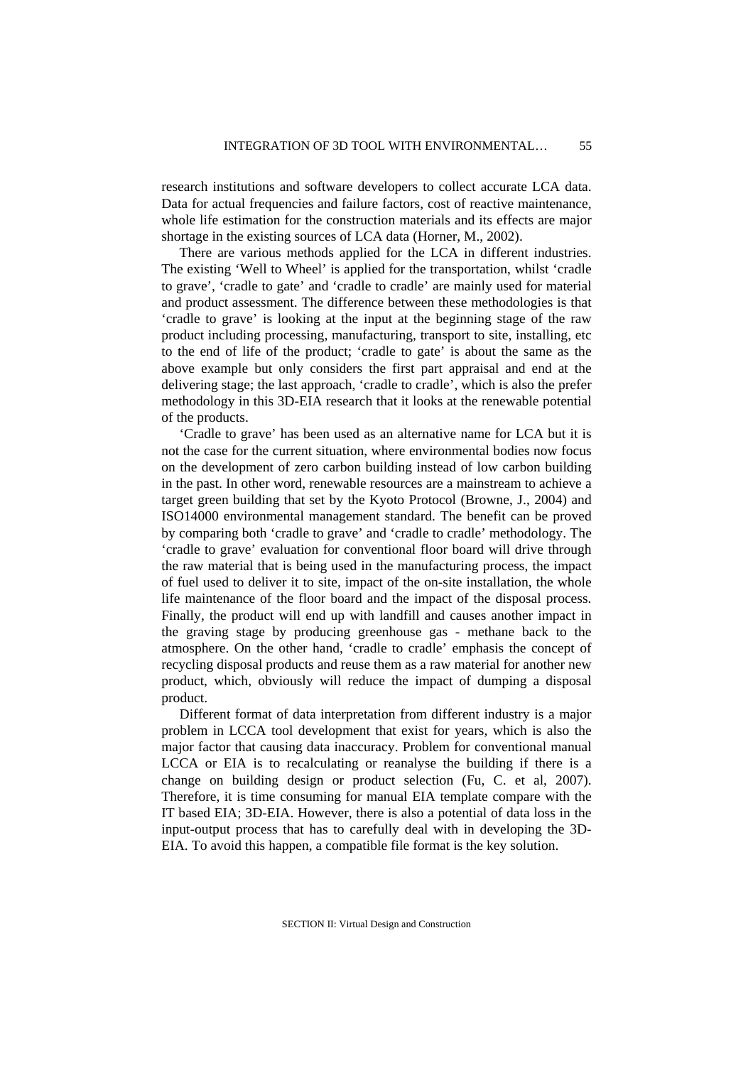research institutions and software developers to collect accurate LCA data. Data for actual frequencies and failure factors, cost of reactive maintenance, whole life estimation for the construction materials and its effects are major shortage in the existing sources of LCA data (Horner, M., 2002).

There are various methods applied for the LCA in different industries. The existing 'Well to Wheel' is applied for the transportation, whilst 'cradle to grave', 'cradle to gate' and 'cradle to cradle' are mainly used for material and product assessment. The difference between these methodologies is that 'cradle to grave' is looking at the input at the beginning stage of the raw product including processing, manufacturing, transport to site, installing, etc to the end of life of the product; 'cradle to gate' is about the same as the above example but only considers the first part appraisal and end at the delivering stage; the last approach, 'cradle to cradle', which is also the prefer methodology in this 3D-EIA research that it looks at the renewable potential of the products.

'Cradle to grave' has been used as an alternative name for LCA but it is not the case for the current situation, where environmental bodies now focus on the development of zero carbon building instead of low carbon building in the past. In other word, renewable resources are a mainstream to achieve a target green building that set by the Kyoto Protocol (Browne, J., 2004) and ISO14000 environmental management standard. The benefit can be proved by comparing both 'cradle to grave' and 'cradle to cradle' methodology. The 'cradle to grave' evaluation for conventional floor board will drive through the raw material that is being used in the manufacturing process, the impact of fuel used to deliver it to site, impact of the on-site installation, the whole life maintenance of the floor board and the impact of the disposal process. Finally, the product will end up with landfill and causes another impact in the graving stage by producing greenhouse gas - methane back to the atmosphere. On the other hand, 'cradle to cradle' emphasis the concept of recycling disposal products and reuse them as a raw material for another new product, which, obviously will reduce the impact of dumping a disposal product.

Different format of data interpretation from different industry is a major problem in LCCA tool development that exist for years, which is also the major factor that causing data inaccuracy. Problem for conventional manual LCCA or EIA is to recalculating or reanalyse the building if there is a change on building design or product selection (Fu, C. et al, 2007). Therefore, it is time consuming for manual EIA template compare with the IT based EIA; 3D-EIA. However, there is also a potential of data loss in the input-output process that has to carefully deal with in developing the 3D-EIA. To avoid this happen, a compatible file format is the key solution.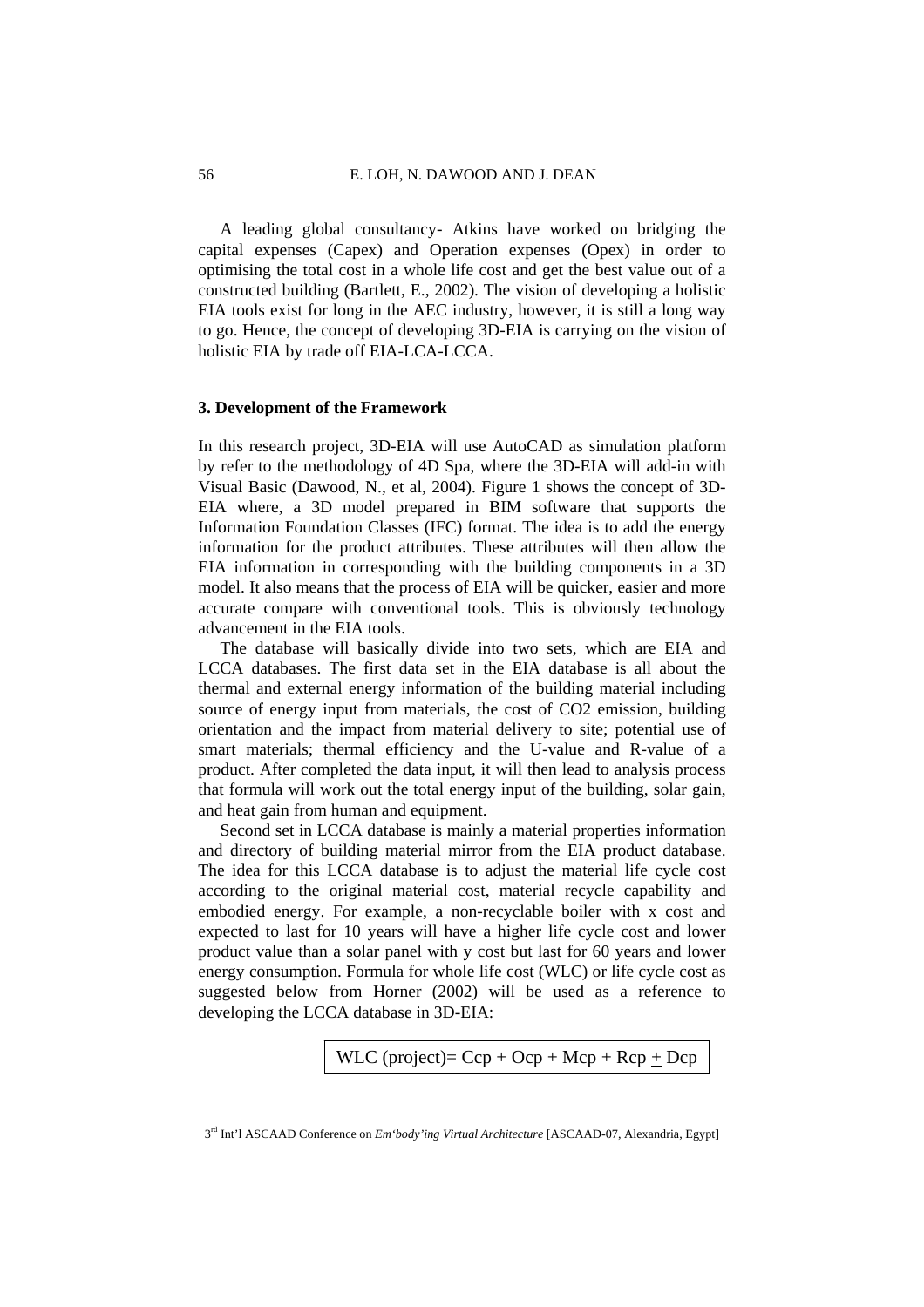A leading global consultancy- Atkins have worked on bridging the capital expenses (Capex) and Operation expenses (Opex) in order to optimising the total cost in a whole life cost and get the best value out of a constructed building (Bartlett, E., 2002). The vision of developing a holistic EIA tools exist for long in the AEC industry, however, it is still a long way to go. Hence, the concept of developing 3D-EIA is carrying on the vision of holistic EIA by trade off EIA-LCA-LCCA.

### 3. Development of the Framework

In this research project, 3D-EIA will use AutoCAD as simulation platform by refer to the methodology of 4D Spa, where the 3D-EIA will add-in with Visual Basic (Dawood, N., et al, 2004). Figure 1 shows the concept of 3D-EIA where, a 3D model prepared in BIM software that supports the Information Foundation Classes (IFC) format. The idea is to add the energy information for the product attributes. These attributes will then allow the EIA information in corresponding with the building components in a 3D model. It also means that the process of EIA will be quicker, easier and more accurate compare with conventional tools. This is obviously technology advancement in the EIA tools.

The database will basically divide into two sets, which are EIA and LCCA databases. The first data set in the EIA database is all about the thermal and external energy information of the building material including source of energy input from materials, the cost of $CO_2$ emission, building orientation and the impact from material delivery to site; potential use of smart materials; thermal efficiency and the U-value and R-value of a product. After completed the data input, it will then lead to analysis process that formula will work out the total energy input of the building, solar gain, and heat gain from human and equipment.

Second set in LCCA database is mainly a material properties information and directory of building material mirror from the EIA product database. The idea for this LCCA database is to adjust the material life cycle cost according to the original material cost, material recycle capability and embodied energy. For example, a non-recyclable boiler with x cost and expected to last for 10 years will have a higher life cycle cost and lower product value than a solar panel with y cost but last for 60 years and lower energy consumption. Formula for whole life cost (WLC) or life cycle cost as suggested below from Horner (2002) will be used as a reference to developing the LCCA database in 3D-EIA:

$$\text{WLC (project)} = Ccp + Ocp + Mcp + Rcp \pm Dcp$$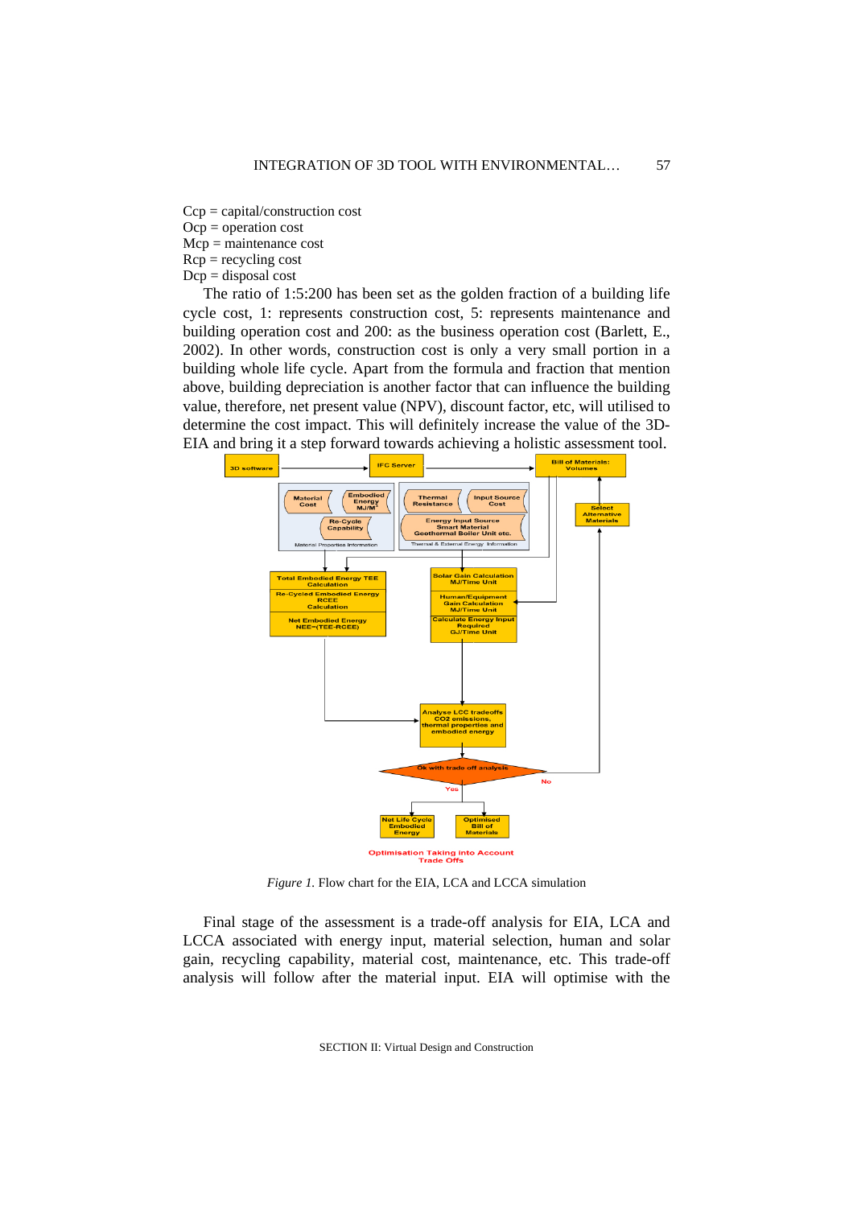Ccp = capital/construction cost
Ocp = operation cost
Mcp = maintenance cost
Rcp = recycling cost
Dcp = disposal cost

The ratio of 1:5:200 has been set as the golden fraction of a building life cycle cost, 1: represents construction cost, 5: represents maintenance and building operation cost and 200: as the business operation cost (Barlett, E., 2002). In other words, construction cost is only a very small portion in a building whole life cycle. Apart from the formula and fraction that mention above, building depreciation is another factor that can influence the building value, therefore, net present value (NPV), discount factor, etc, will utilised to determine the cost impact. This will definitely increase the value of the 3D-EIA and bring it a step forward towards achieving a holistic assessment tool.

*Figure 1.* Flow chart for the EIA, LCA and LCCA simulation

Final stage of the assessment is a trade-off analysis for EIA, LCA and LCCA associated with energy input, material selection, human and solar gain, recycling capability, material cost, maintenance, etc. This trade-off analysis will follow after the material input. EIA will optimise with the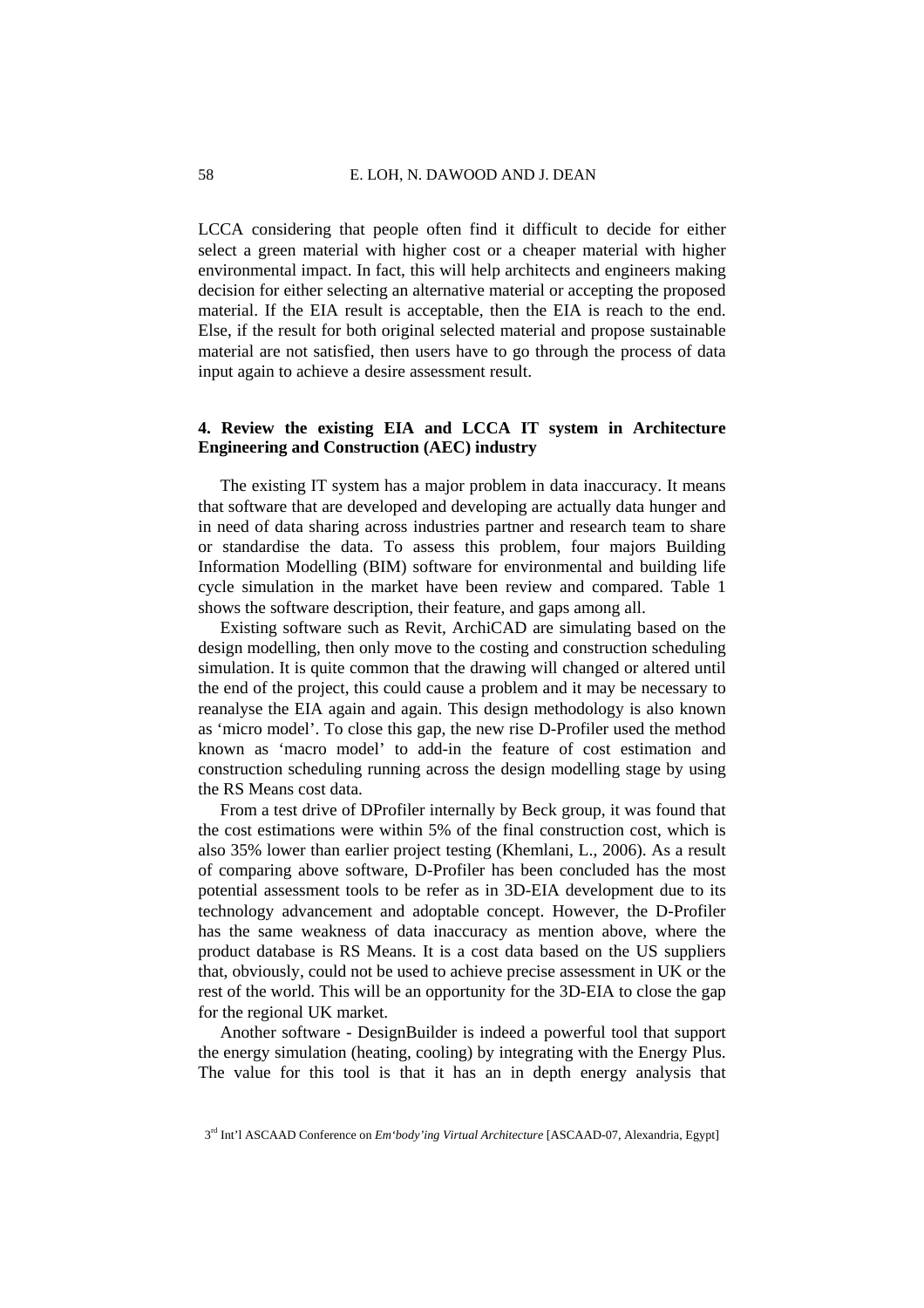LCCA considering that people often find it difficult to decide for either select a green material with higher cost or a cheaper material with higher environmental impact. In fact, this will help architects and engineers making decision for either selecting an alternative material or accepting the proposed material. If the EIA result is acceptable, then the EIA is reach to the end. Else, if the result for both original selected material and propose sustainable material are not satisfied, then users have to go through the process of data input again to achieve a desire assessment result.

## 4. Review the existing EIA and LCCA IT system in Architecture Engineering and Construction (AEC) industry

The existing IT system has a major problem in data inaccuracy. It means that software that are developed and developing are actually data hunger and in need of data sharing across industries partner and research team to share or standardise the data. To assess this problem, four majors Building Information Modelling (BIM) software for environmental and building life cycle simulation in the market have been review and compared. Table 1 shows the software description, their feature, and gaps among all.

Existing software such as Revit, ArchiCAD are simulating based on the design modelling, then only move to the costing and construction scheduling simulation. It is quite common that the drawing will changed or altered until the end of the project, this could cause a problem and it may be necessary to reanalyse the EIA again and again. This design methodology is also known as 'micro model'. To close this gap, the new rise D-Profiler used the method known as 'macro model' to add-in the feature of cost estimation and construction scheduling running across the design modelling stage by using the RS Means cost data.

From a test drive of DProfiler internally by Beck group, it was found that the cost estimations were within 5% of the final construction cost, which is also 35% lower than earlier project testing (Khemlani, L., 2006). As a result of comparing above software, D-Profiler has been concluded has the most potential assessment tools to be refer as in 3D-EIA development due to its technology advancement and adoptable concept. However, the D-Profiler has the same weakness of data inaccuracy as mention above, where the product database is RS Means. It is a cost data based on the US suppliers that, obviously, could not be used to achieve precise assessment in UK or the rest of the world. This will be an opportunity for the 3D-EIA to close the gap for the regional UK market.

Another software - DesignBuilder is indeed a powerful tool that support the energy simulation (heating, cooling) by integrating with the Energy Plus. The value for this tool is that it has an in depth energy analysis that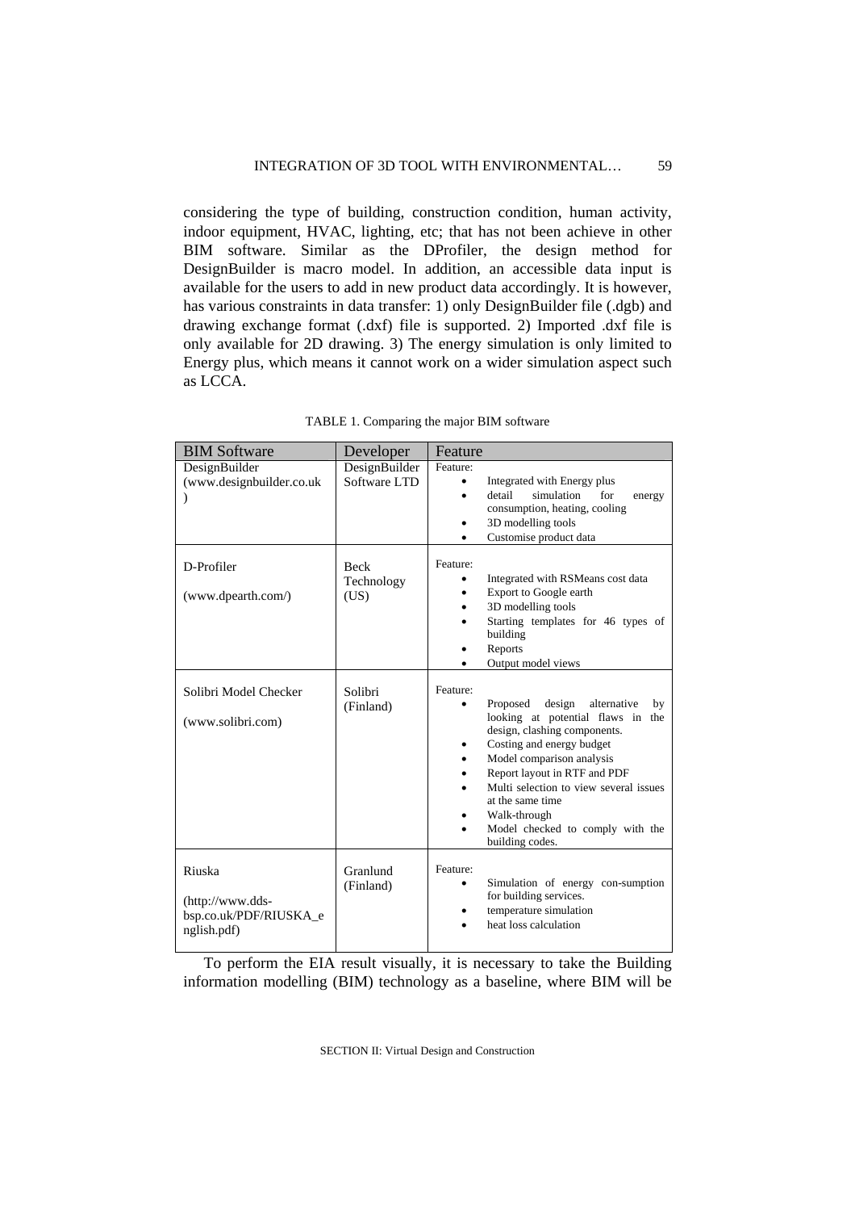considering the type of building, construction condition, human activity, indoor equipment, HVAC, lighting, etc; that has not been achieve in other BIM software. Similar as the DProfiler, the design method for DesignBuilder is macro model. In addition, an accessible data input is available for the users to add in new product data accordingly. It is however, has various constraints in data transfer: 1) only DesignBuilder file (.dgb) and drawing exchange format (.dxf) file is supported. 2) Imported .dxf file is only available for 2D drawing. 3) The energy simulation is only limited to Energy plus, which means it cannot work on a wider simulation aspect such as LCCA.

TABLE 1. Comparing the major BIM software

| BIM Software | Developer | Feature |
|---|---|---|
| DesignBuilder (www.designbuilder.co.uk) | DesignBuilder Software LTD | Feature:<br>• Integrated with Energy plus<br>• detail simulation for energy consumption, heating, cooling<br>• 3D modelling tools<br>• Customise product data |
| D-Profiler<br><br>(www.dpearth.com/) | Beck Technology (US) | Feature:<br>• Integrated with RSMeans cost data<br>• Export to Google earth<br>• 3D modelling tools<br>• Starting templates for 46 types of building<br>• Reports<br>• Output model views |
| Solibri Model Checker<br><br>(www.solibri.com) | Solibri (Finland) | Feature:<br>• Proposed design alternative by looking at potential flaws in the design, clashing components.<br>• Costing and energy budget<br>• Model comparison analysis<br>• Report layout in RTF and PDF<br>• Multi selection to view several issues at the same time<br>• Walk-through<br>• Model checked to comply with the building codes. |
| Riuska<br><br>(http://www.dds-bsp.co.uk/PDF/RIUSKA_english.pdf) | Granlund (Finland) | Feature:<br>• Simulation of energy con-sumption for building services.<br>• temperature simulation<br>• heat loss calculation |

To perform the EIA result visually, it is necessary to take the Building information modelling (BIM) technology as a baseline, where BIM will be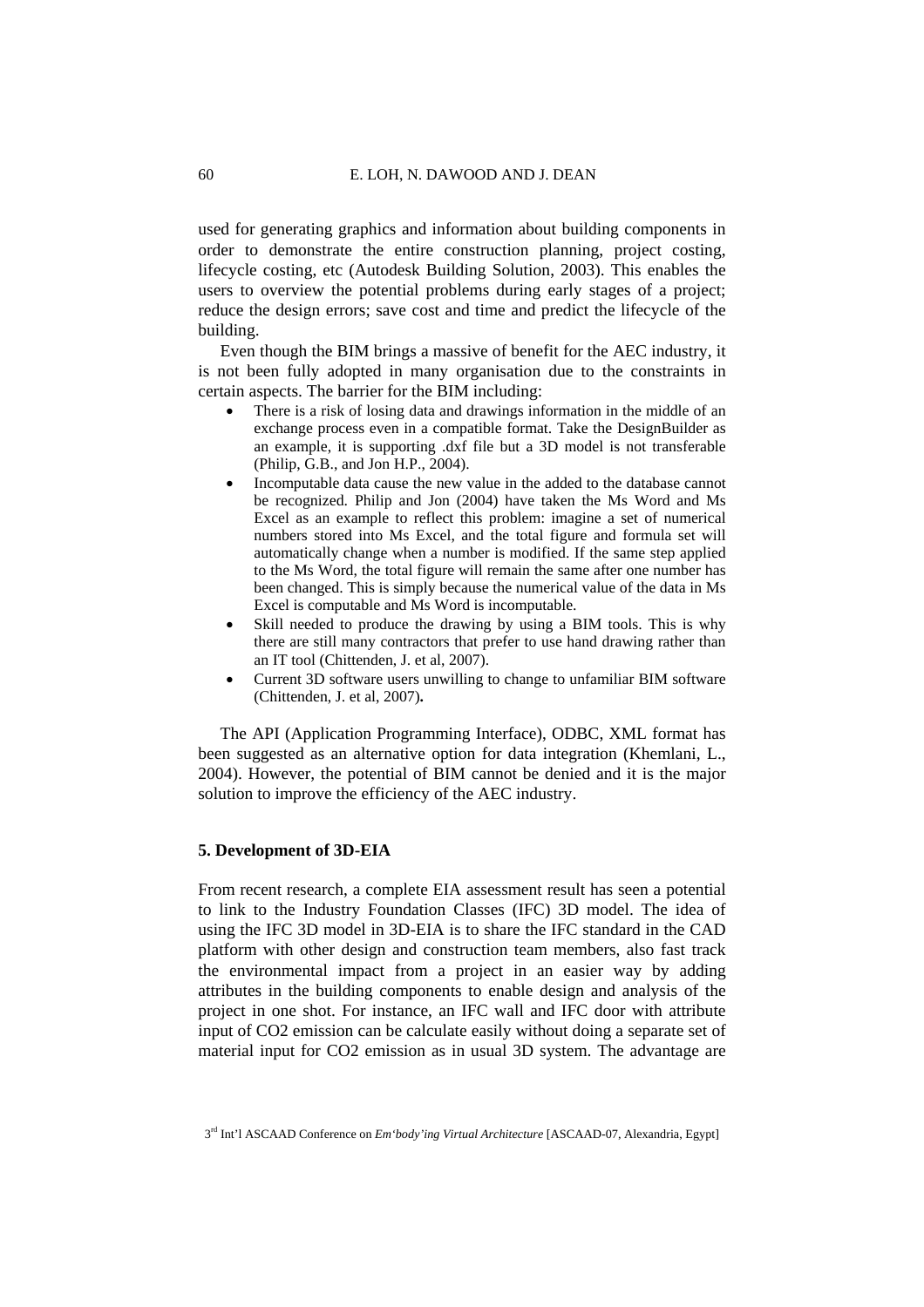used for generating graphics and information about building components in order to demonstrate the entire construction planning, project costing, lifecycle costing, etc (Autodesk Building Solution, 2003). This enables the users to overview the potential problems during early stages of a project; reduce the design errors; save cost and time and predict the lifecycle of the building.

Even though the BIM brings a massive of benefit for the AEC industry, it is not been fully adopted in many organisation due to the constraints in certain aspects. The barrier for the BIM including:

- There is a risk of losing data and drawings information in the middle of an exchange process even in a compatible format. Take the DesignBuilder as an example, it is supporting .dxf file but a 3D model is not transferable (Philip, G.B., and Jon H.P., 2004).
- Incomputable data cause the new value in the added to the database cannot be recognized. Philip and Jon (2004) have taken the Ms Word and Ms Excel as an example to reflect this problem: imagine a set of numerical numbers stored into Ms Excel, and the total figure and formula set will automatically change when a number is modified. If the same step applied to the Ms Word, the total figure will remain the same after one number has been changed. This is simply because the numerical value of the data in Ms Excel is computable and Ms Word is incomputable.
- Skill needed to produce the drawing by using a BIM tools. This is why there are still many contractors that prefer to use hand drawing rather than an IT tool (Chittenden, J. et al, 2007).
- Current 3D software users unwilling to change to unfamiliar BIM software (Chittenden, J. et al, 2007).

The API (Application Programming Interface), ODBC, XML format has been suggested as an alternative option for data integration (Khemlani, L., 2004). However, the potential of BIM cannot be denied and it is the major solution to improve the efficiency of the AEC industry.

## 5. Development of 3D-EIA

From recent research, a complete EIA assessment result has seen a potential to link to the Industry Foundation Classes (IFC) 3D model. The idea of using the IFC 3D model in 3D-EIA is to share the IFC standard in the CAD platform with other design and construction team members, also fast track the environmental impact from a project in an easier way by adding attributes in the building components to enable design and analysis of the project in one shot. For instance, an IFC wall and IFC door with attribute input of $CO_2$ emission can be calculate easily without doing a separate set of material input for $CO_2$ emission as in usual 3D system. The advantage are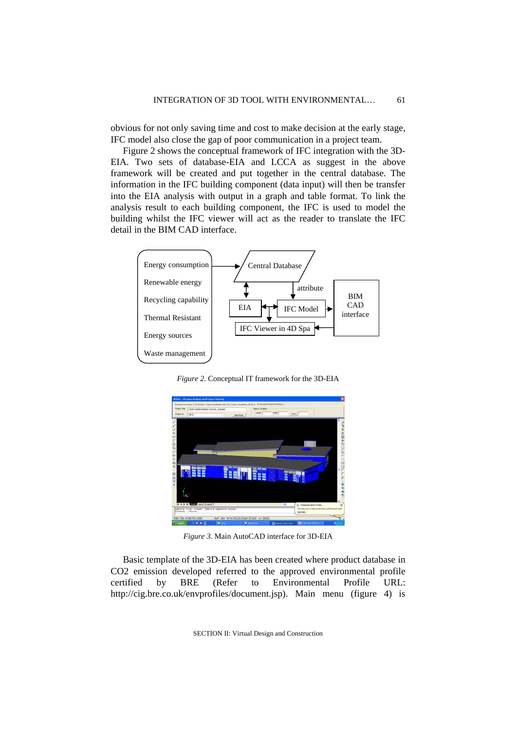obvious for not only saving time and cost to make decision at the early stage, IFC model also close the gap of poor communication in a project team.

Figure 2 shows the conceptual framework of IFC integration with the 3D-EIA. Two sets of database-EIA and LCCA as suggest in the above framework will be created and put together in the central database. The information in the IFC building component (data input) will then be transfer into the EIA analysis with output in a graph and table format. To link the analysis result to each building component, the IFC is used to model the building whilst the IFC viewer will act as the reader to translate the IFC detail in the BIM CAD interface.

*Figure 2.* Conceptual IT framework for the 3D-EIA

*Figure 3.* Main AutoCAD interface for 3D-EIA

Basic template of the 3D-EIA has been created where product database in CO2 emission developed referred to the approved environmental profile certified by BRE (Refer to Environmental Profile URL: http://cig.bre.co.uk/envprofiles/document.jsp). Main menu (figure 4) is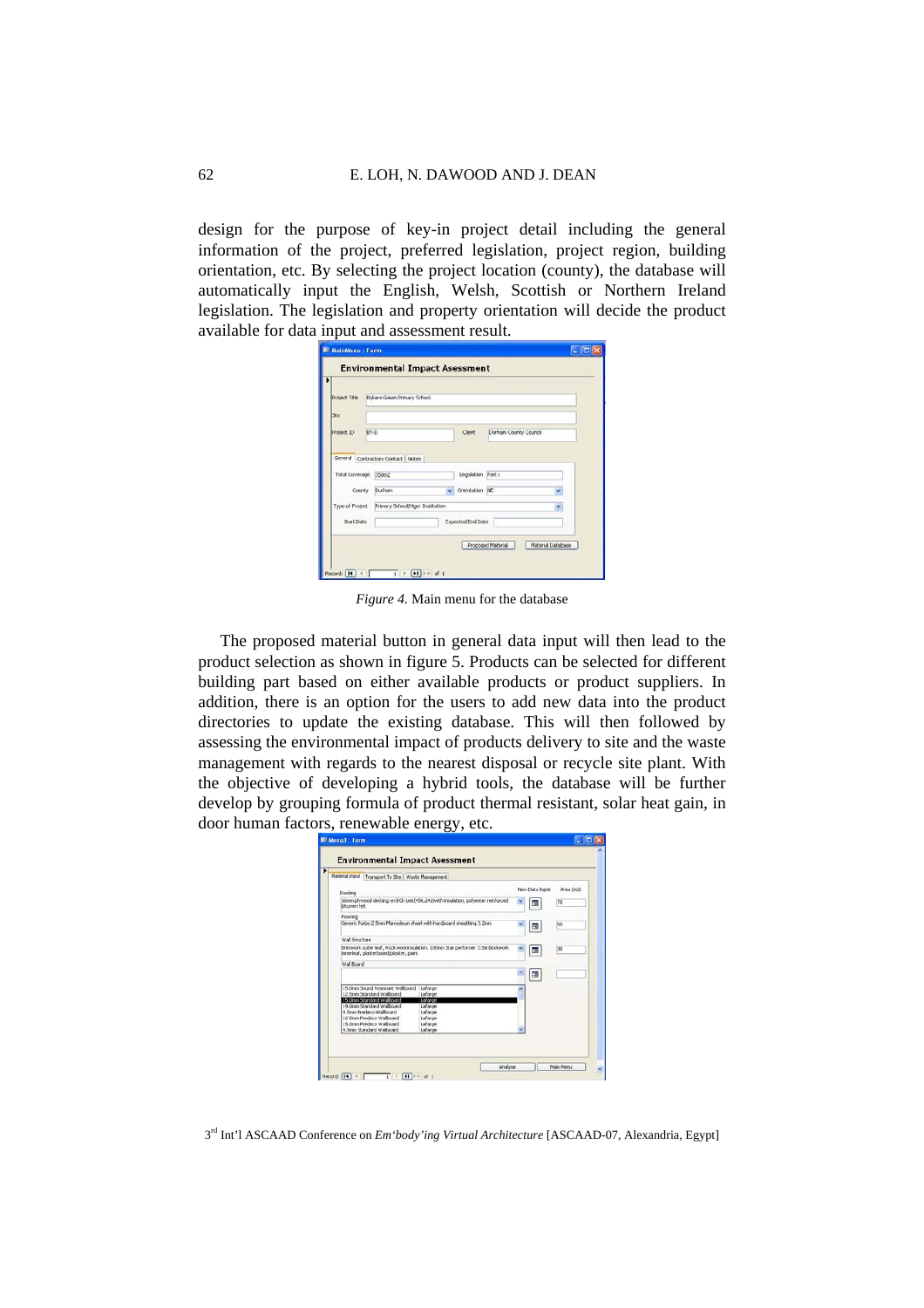design for the purpose of key-in project detail including the general information of the project, preferred legislation, project region, building orientation, etc. By selecting the project location (county), the database will automatically input the English, Welsh, Scottish or Northern Ireland legislation. The legislation and property orientation will decide the product available for data input and assessment result.

*Figure 4.* Main menu for the database

The proposed material button in general data input will then lead to the product selection as shown in figure 5. Products can be selected for different building part based on either available products or product suppliers. In addition, there is an option for the users to add new data into the product directories to update the existing database. This will then followed by assessing the environmental impact of products delivery to site and the waste management with regards to the nearest disposal or recycle site plant. With the objective of developing a hybrid tools, the database will be further develop by grouping formula of product thermal resistant, solar heat gain, in door human factors, renewable energy, etc.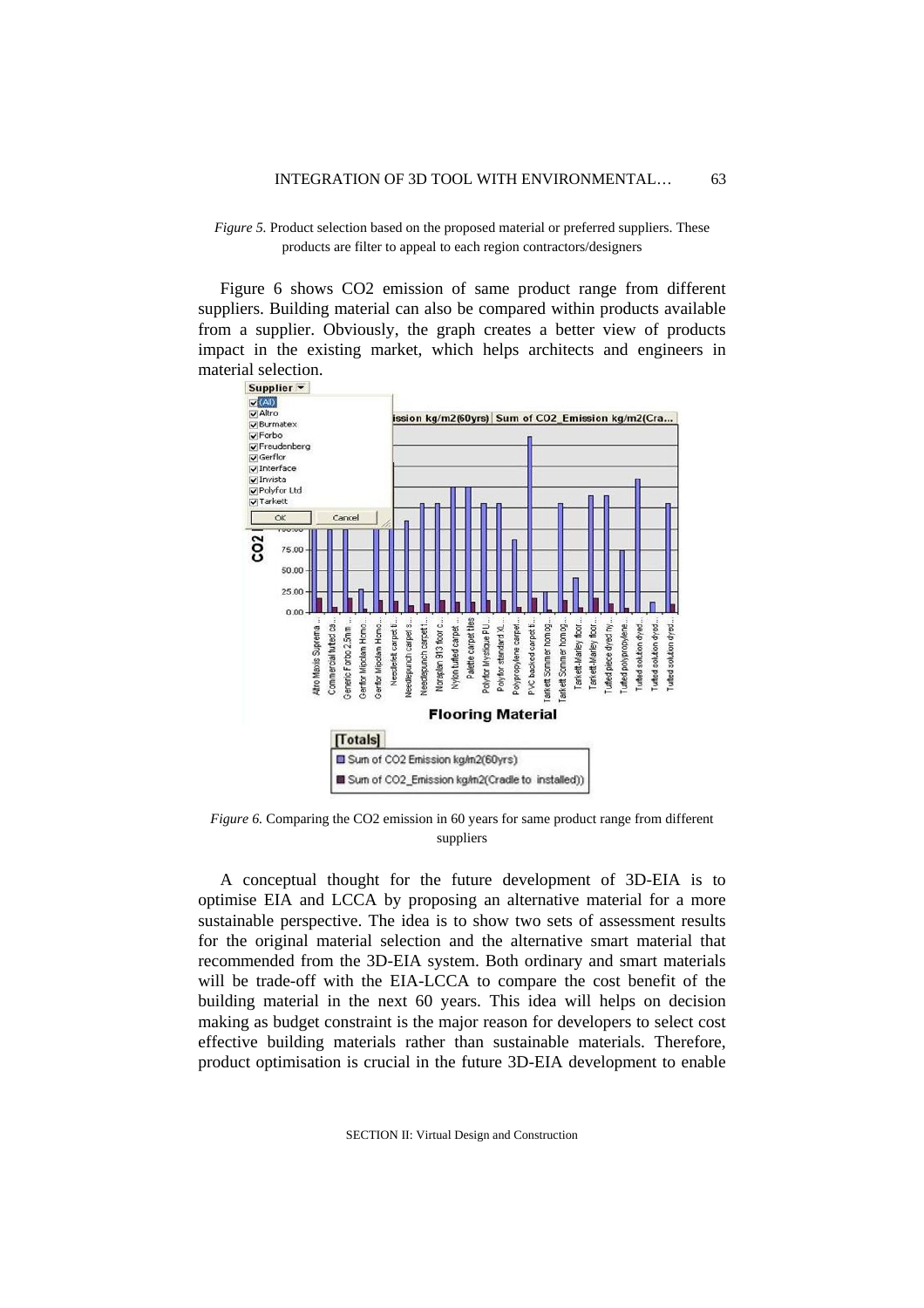*Figure 5.* Product selection based on the proposed material or preferred suppliers. These products are filter to appeal to each region contractors/designers

Figure 6 shows CO2 emission of same product range from different suppliers. Building material can also be compared within products available from a supplier. Obviously, the graph creates a better view of products impact in the existing market, which helps architects and engineers in material selection.

*Figure 6.* Comparing the CO2 emission in 60 years for same product range from different suppliers

A conceptual thought for the future development of 3D-EIA is to optimise EIA and LCCA by proposing an alternative material for a more sustainable perspective. The idea is to show two sets of assessment results for the original material selection and the alternative smart material that recommended from the 3D-EIA system. Both ordinary and smart materials will be trade-off with the EIA-LCCA to compare the cost benefit of the building material in the next 60 years. This idea will helps on decision making as budget constraint is the major reason for developers to select cost effective building materials rather than sustainable materials. Therefore, product optimisation is crucial in the future 3D-EIA development to enable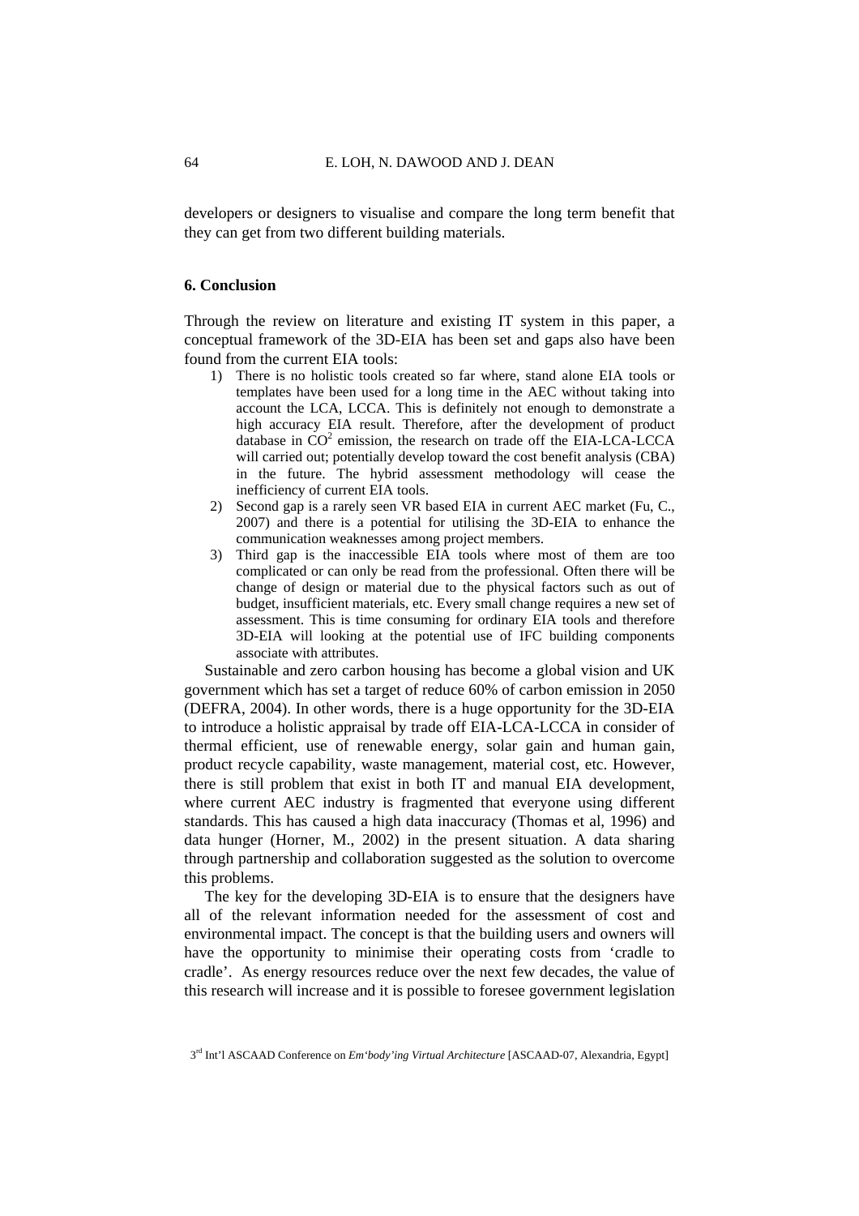developers or designers to visualise and compare the long term benefit that they can get from two different building materials.

## 6. Conclusion

Through the review on literature and existing IT system in this paper, a conceptual framework of the 3D-EIA has been set and gaps also have been found from the current EIA tools:

1) There is no holistic tools created so far where, stand alone EIA tools or templates have been used for a long time in the AEC without taking into account the LCA, LCCA. This is definitely not enough to demonstrate a high accuracy EIA result. Therefore, after the development of product database in $CO^2$ emission, the research on trade off the EIA-LCA-LCCA will carried out; potentially develop toward the cost benefit analysis (CBA) in the future. The hybrid assessment methodology will cease the inefficiency of current EIA tools.
2) Second gap is a rarely seen VR based EIA in current AEC market (Fu, C., 2007) and there is a potential for utilising the 3D-EIA to enhance the communication weaknesses among project members.
3) Third gap is the inaccessible EIA tools where most of them are too complicated or can only be read from the professional. Often there will be change of design or material due to the physical factors such as out of budget, insufficient materials, etc. Every small change requires a new set of assessment. This is time consuming for ordinary EIA tools and therefore 3D-EIA will looking at the potential use of IFC building components associate with attributes.

Sustainable and zero carbon housing has become a global vision and UK government which has set a target of reduce 60% of carbon emission in 2050 (DEFRA, 2004). In other words, there is a huge opportunity for the 3D-EIA to introduce a holistic appraisal by trade off EIA-LCA-LCCA in consider of thermal efficient, use of renewable energy, solar gain and human gain, product recycle capability, waste management, material cost, etc. However, there is still problem that exist in both IT and manual EIA development, where current AEC industry is fragmented that everyone using different standards. This has caused a high data inaccuracy (Thomas et al, 1996) and data hunger (Horner, M., 2002) in the present situation. A data sharing through partnership and collaboration suggested as the solution to overcome this problems.

The key for the developing 3D-EIA is to ensure that the designers have all of the relevant information needed for the assessment of cost and environmental impact. The concept is that the building users and owners will have the opportunity to minimise their operating costs from 'cradle to cradle'. As energy resources reduce over the next few decades, the value of this research will increase and it is possible to foresee government legislation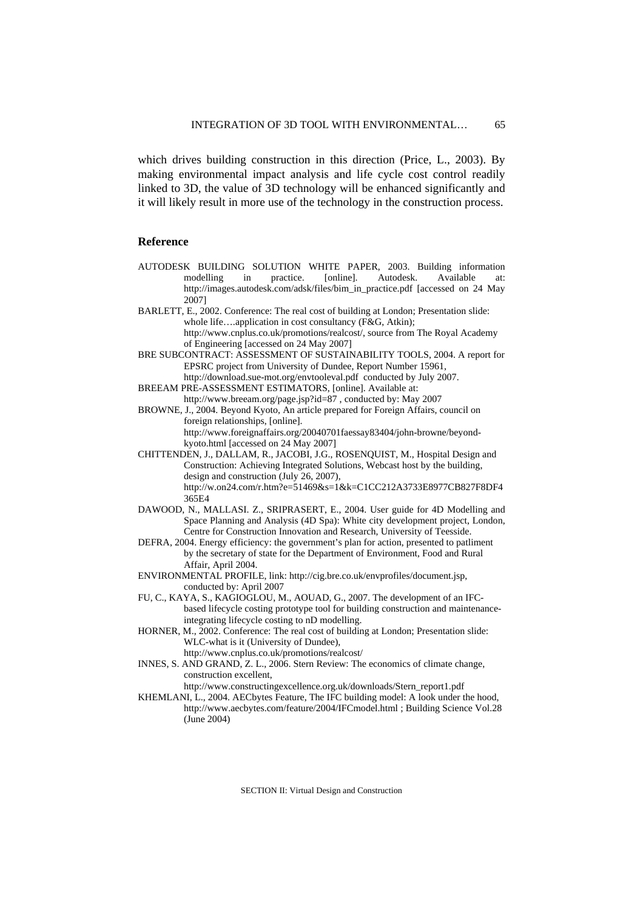which drives building construction in this direction (Price, L., 2003). By making environmental impact analysis and life cycle cost control readily linked to 3D, the value of 3D technology will be enhanced significantly and it will likely result in more use of the technology in the construction process.

## Reference

AUTODESK BUILDING SOLUTION WHITE PAPER, 2003. Building information modelling in practice. [online]. Autodesk. Available at: http://images.autodesk.com/adsk/files/bim_in_practice.pdf [accessed on 24 May 2007]

BARLETT, E., 2002. Conference: The real cost of building at London; Presentation slide: whole life….application in cost consultancy (F&G, Atkin); http://www.cnplus.co.uk/promotions/realcost/, source from The Royal Academy of Engineering [accessed on 24 May 2007]

BRE SUBCONTRACT: ASSESSMENT OF SUSTAINABILITY TOOLS, 2004. A report for EPSRC project from University of Dundee, Report Number 15961, http://download.sue-mot.org/envtooleval.pdf conducted by July 2007.

BREEAM PRE-ASSESSMENT ESTIMATORS, [online]. Available at: http://www.breeam.org/page.jsp?id=87 , conducted by: May 2007

BROWNE, J., 2004. Beyond Kyoto, An article prepared for Foreign Affairs, council on foreign relationships, [online]. http://www.foreignaffairs.org/20040701faessay83404/john-browne/beyond-kyoto.html [accessed on 24 May 2007]

CHITTENDEN, J., DALLAM, R., JACOBI, J.G., ROSENQUIST, M., Hospital Design and Construction: Achieving Integrated Solutions, Webcast host by the building, design and construction (July 26, 2007), http://w.on24.com/r.htm?e=51469&s=1&k=C1CC212A3733E8977CB827F8DF4365E4

DAWOOD, N., MALLASI. Z., SRIPRASERT, E., 2004. User guide for 4D Modelling and Space Planning and Analysis (4D Spa): White city development project, London, Centre for Construction Innovation and Research, University of Teesside.

DEFRA, 2004. Energy efficiency: the government's plan for action, presented to patliment by the secretary of state for the Department of Environment, Food and Rural Affair, April 2004.

ENVIRONMENTAL PROFILE, link: http://cig.bre.co.uk/envprofiles/document.jsp, conducted by: April 2007

FU, C., KAYA, S., KAGIOGLOU, M., AOUAD, G., 2007. The development of an IFC-based lifecycle costing prototype tool for building construction and maintenance-integrating lifecycle costing to nD modelling.

HORNER, M., 2002. Conference: The real cost of building at London; Presentation slide: WLC-what is it (University of Dundee), http://www.cnplus.co.uk/promotions/realcost/

INNES, S. AND GRAND, Z. L., 2006. Stern Review: The economics of climate change, construction excellent, http://www.constructingexcellence.org.uk/downloads/Stern_report1.pdf

KHEMLANI, L., 2004. AECbytes Feature, The IFC building model: A look under the hood, http://www.aecbytes.com/feature/2004/IFCmodel.html ; Building Science Vol.28 (June 2004)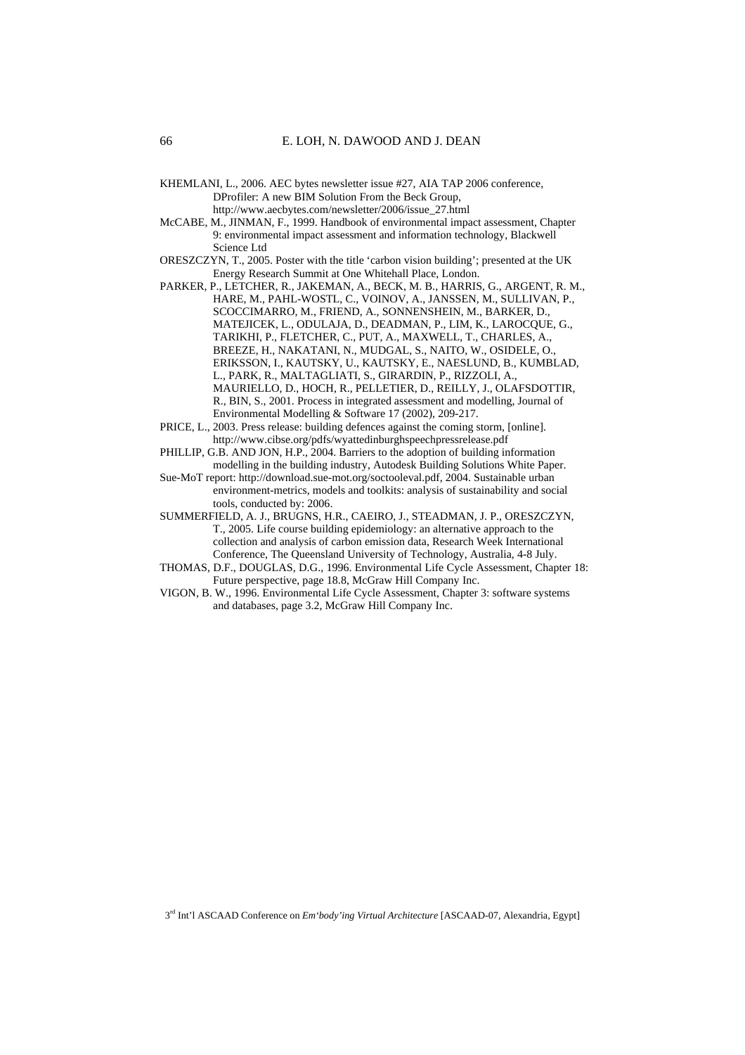KHEMLANI, L., 2006. AEC bytes newsletter issue #27, AIA TAP 2006 conference, DProfiler: A new BIM Solution From the Beck Group, http://www.aecbytes.com/newsletter/2006/issue_27.html

McCABE, M., JINMAN, F., 1999. Handbook of environmental impact assessment, Chapter 9: environmental impact assessment and information technology, Blackwell Science Ltd

ORESZCZYN, T., 2005. Poster with the title 'carbon vision building'; presented at the UK Energy Research Summit at One Whitehall Place, London.

PARKER, P., LETCHER, R., JAKEMAN, A., BECK, M. B., HARRIS, G., ARGENT, R. M., HARE, M., PAHL-WOSTL, C., VOINOV, A., JANSSEN, M., SULLIVAN, P., SCOCCIMARRO, M., FRIEND, A., SONNENSHEIN, M., BARKER, D., MATEJICEK, L., ODULAJA, D., DEADMAN, P., LIM, K., LAROCQUE, G., TARIKHI, P., FLETCHER, C., PUT, A., MAXWELL, T., CHARLES, A., BREEZE, H., NAKATANI, N., MUDGAL, S., NAITO, W., OSIDELE, O., ERIKSSON, I., KAUTSKY, U., KAUTSKY, E., NAESLUND, B., KUMBLAD, L., PARK, R., MALTAGLIATI, S., GIRARDIN, P., RIZZOLI, A., MAURIELLO, D., HOCH, R., PELLETIER, D., REILLY, J., OLAFSDOTTIR, R., BIN, S., 2001. Process in integrated assessment and modelling, Journal of Environmental Modelling & Software 17 (2002), 209-217.

PRICE, L., 2003. Press release: building defences against the coming storm, [online]. http://www.cibse.org/pdfs/wyattedinburghspeechpressrelease.pdf

PHILLIP, G.B. AND JON, H.P., 2004. Barriers to the adoption of building information modelling in the building industry, Autodesk Building Solutions White Paper.

Sue-MoT report: http://download.sue-mot.org/soctooleval.pdf, 2004. Sustainable urban environment-metrics, models and toolkits: analysis of sustainability and social tools, conducted by: 2006.

SUMMERFIELD, A. J., BRUGNS, H.R., CAEIRO, J., STEADMAN, J. P., ORESZCZYN, T., 2005. Life course building epidemiology: an alternative approach to the collection and analysis of carbon emission data, Research Week International Conference, The Queensland University of Technology, Australia, 4-8 July.

THOMAS, D.F., DOUGLAS, D.G., 1996. Environmental Life Cycle Assessment, Chapter 18: Future perspective, page 18.8, McGraw Hill Company Inc.

VIGON, B. W., 1996. Environmental Life Cycle Assessment, Chapter 3: software systems and databases, page 3.2, McGraw Hill Company Inc.